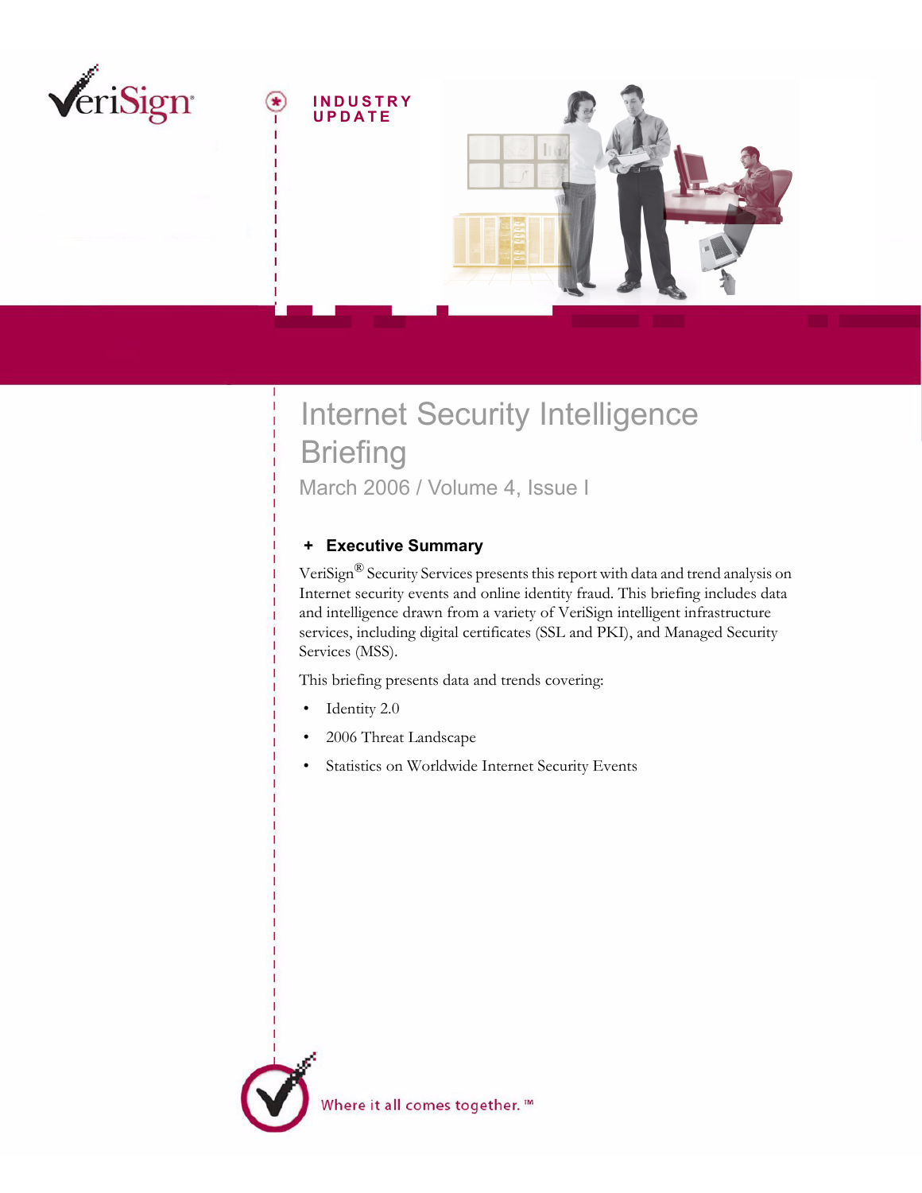INDUSTRY UPDATE

# Internet Security Intelligence Briefing

March 2006 / Volume 4, Issue I

## + Executive Summary

VeriSign® Security Services presents this report with data and trend analysis on Internet security events and online identity fraud. This briefing includes data and intelligence drawn from a variety of VeriSign intelligent infrastructure services, including digital certificates (SSL and PKI), and Managed Security Services (MSS).

This briefing presents data and trends covering:

- Identity 2.0
- 2006 Threat Landscape
- Statistics on Worldwide Internet Security Events

Where it all comes together.™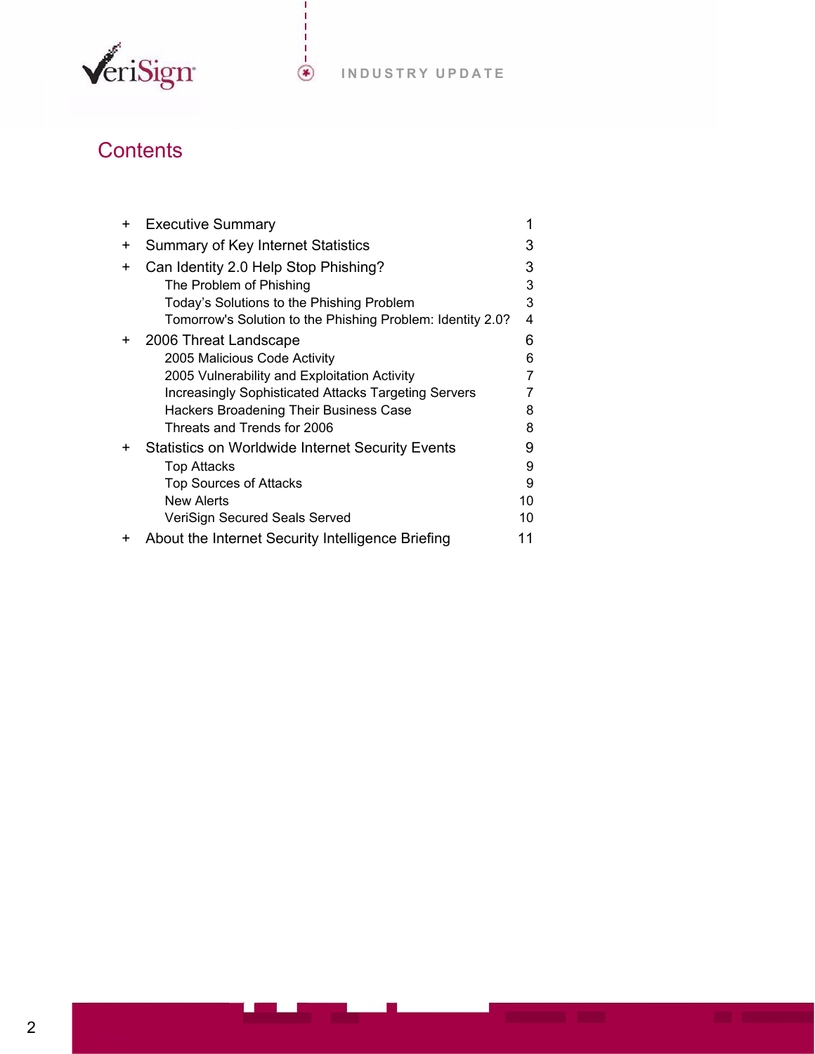# Contents

- Executive Summary 1
- Summary of Key Internet Statistics 3
- Can Identity 2.0 Help Stop Phishing? 3
  - The Problem of Phishing 3
  - Today's Solutions to the Phishing Problem 3
  - Tomorrow's Solution to the Phishing Problem: Identity 2.0? 4
- 2006 Threat Landscape 6
  - 2005 Malicious Code Activity 6
  - 2005 Vulnerability and Exploitation Activity 7
  - Increasingly Sophisticated Attacks Targeting Servers 7
  - Hackers Broadening Their Business Case 8
  - Threats and Trends for 2006 8
- Statistics on Worldwide Internet Security Events 9
  - Top Attacks 9
  - Top Sources of Attacks 9
  - New Alerts 10
  - VeriSign Secured Seals Served 10
- About the Internet Security Intelligence Briefing 11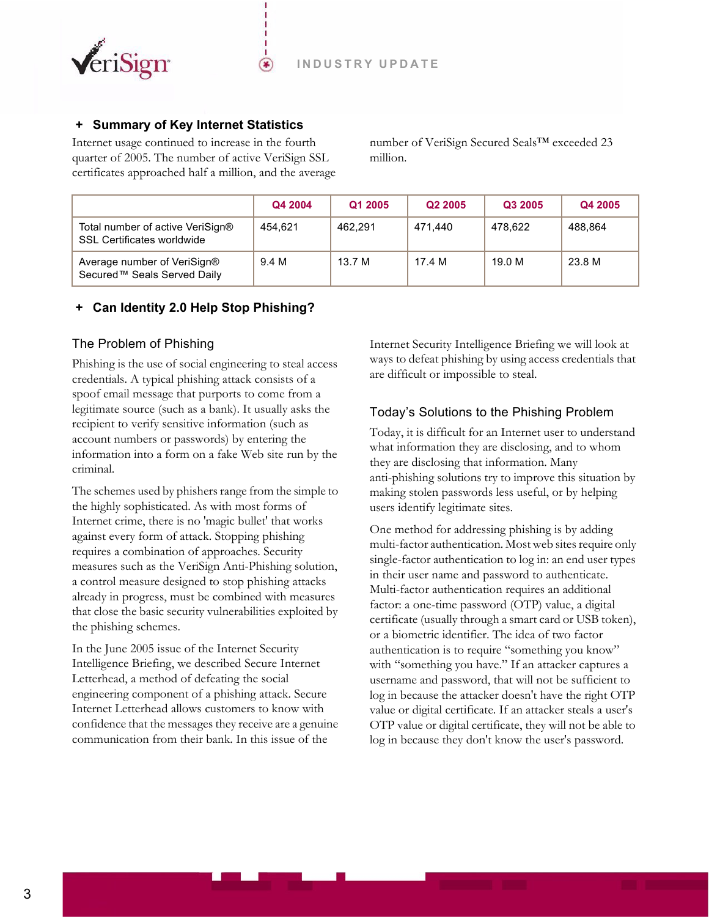## + Summary of Key Internet Statistics

Internet usage continued to increase in the fourth quarter of 2005. The number of active VeriSign SSL certificates approached half a million, and the average number of VeriSign Secured Seals™ exceeded 23 million.

| | Q4 2004 | Q1 2005 | Q2 2005 | Q3 2005 | Q4 2005 |
|---|---|---|---|---|---|
| Total number of active VeriSign® SSL Certificates worldwide | 454,621 | 462,291 | 471,440 | 478,622 | 488,864 |
| Average number of VeriSign® Secured™ Seals Served Daily | 9.4 M | 13.7 M | 17.4 M | 19.0 M | 23.8 M |

## + Can Identity 2.0 Help Stop Phishing?

### The Problem of Phishing

Phishing is the use of social engineering to steal access credentials. A typical phishing attack consists of a spoof email message that purports to come from a legitimate source (such as a bank). It usually asks the recipient to verify sensitive information (such as account numbers or passwords) by entering the information into a form on a fake Web site run by the criminal.

The schemes used by phishers range from the simple to the highly sophisticated. As with most forms of Internet crime, there is no 'magic bullet' that works against every form of attack. Stopping phishing requires a combination of approaches. Security measures such as the VeriSign Anti-Phishing solution, a control measure designed to stop phishing attacks already in progress, must be combined with measures that close the basic security vulnerabilities exploited by the phishing schemes.

In the June 2005 issue of the Internet Security Intelligence Briefing, we described Secure Internet Letterhead, a method of defeating the social engineering component of a phishing attack. Secure Internet Letterhead allows customers to know with confidence that the messages they receive are a genuine communication from their bank. In this issue of the Internet Security Intelligence Briefing we will look at ways to defeat phishing by using access credentials that are difficult or impossible to steal.

### Today's Solutions to the Phishing Problem

Today, it is difficult for an Internet user to understand what information they are disclosing, and to whom they are disclosing that information. Many anti-phishing solutions try to improve this situation by making stolen passwords less useful, or by helping users identify legitimate sites.

One method for addressing phishing is by adding multi-factor authentication. Most web sites require only single-factor authentication to log in: an end user types in their user name and password to authenticate. Multi-factor authentication requires an additional factor: a one-time password (OTP) value, a digital certificate (usually through a smart card or USB token), or a biometric identifier. The idea of two factor authentication is to require "something you know" with "something you have." If an attacker captures a username and password, that will not be sufficient to log in because the attacker doesn't have the right OTP value or digital certificate. If an attacker steals a user's OTP value or digital certificate, they will not be able to log in because they don't know the user's password.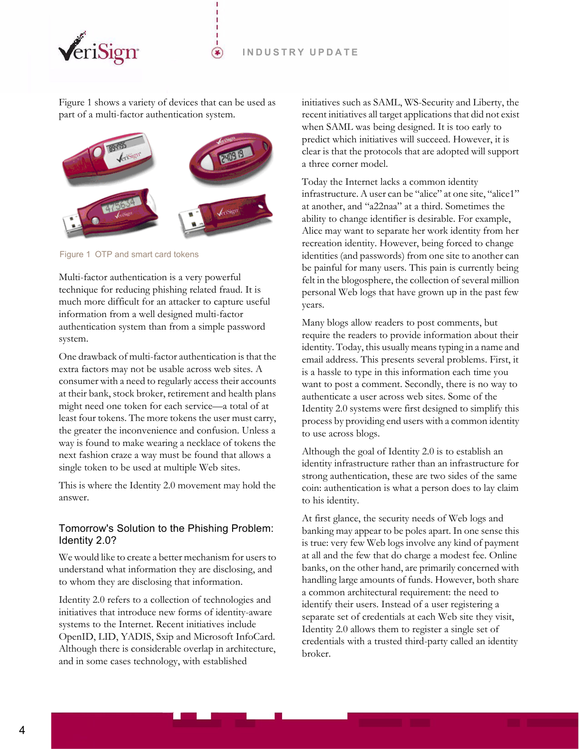Figure 1 shows a variety of devices that can be used as part of a multi-factor authentication system.

Figure 1 OTP and smart card tokens

Multi-factor authentication is a very powerful technique for reducing phishing related fraud. It is much more difficult for an attacker to capture useful information from a well designed multi-factor authentication system than from a simple password system.

One drawback of multi-factor authentication is that the extra factors may not be usable across web sites. A consumer with a need to regularly access their accounts at their bank, stock broker, retirement and health plans might need one token for each service—a total of at least four tokens. The more tokens the user must carry, the greater the inconvenience and confusion. Unless a way is found to make wearing a necklace of tokens the next fashion craze a way must be found that allows a single token to be used at multiple Web sites.

This is where the Identity 2.0 movement may hold the answer.

## Tomorrow's Solution to the Phishing Problem: Identity 2.0?

We would like to create a better mechanism for users to understand what information they are disclosing, and to whom they are disclosing that information.

Identity 2.0 refers to a collection of technologies and initiatives that introduce new forms of identity-aware systems to the Internet. Recent initiatives include OpenID, LID, YADIS, Sxip and Microsoft InfoCard. Although there is considerable overlap in architecture, and in some cases technology, with established initiatives such as SAML, WS-Security and Liberty, the recent initiatives all target applications that did not exist when SAML was being designed. It is too early to predict which initiatives will succeed. However, it is clear is that the protocols that are adopted will support a three corner model.

Today the Internet lacks a common identity infrastructure. A user can be "alice" at one site, "alice1" at another, and "a22naa" at a third. Sometimes the ability to change identifier is desirable. For example, Alice may want to separate her work identity from her recreation identity. However, being forced to change identities (and passwords) from one site to another can be painful for many users. This pain is currently being felt in the blogosphere, the collection of several million personal Web logs that have grown up in the past few years.

Many blogs allow readers to post comments, but require the readers to provide information about their identity. Today, this usually means typing in a name and email address. This presents several problems. First, it is a hassle to type in this information each time you want to post a comment. Secondly, there is no way to authenticate a user across web sites. Some of the Identity 2.0 systems were first designed to simplify this process by providing end users with a common identity to use across blogs.

Although the goal of Identity 2.0 is to establish an identity infrastructure rather than an infrastructure for strong authentication, these are two sides of the same coin: authentication is what a person does to lay claim to his identity.

At first glance, the security needs of Web logs and banking may appear to be poles apart. In one sense this is true: very few Web logs involve any kind of payment at all and the few that do charge a modest fee. Online banks, on the other hand, are primarily concerned with handling large amounts of funds. However, both share a common architectural requirement: the need to identify their users. Instead of a user registering a separate set of credentials at each Web site they visit, Identity 2.0 allows them to register a single set of credentials with a trusted third-party called an identity broker.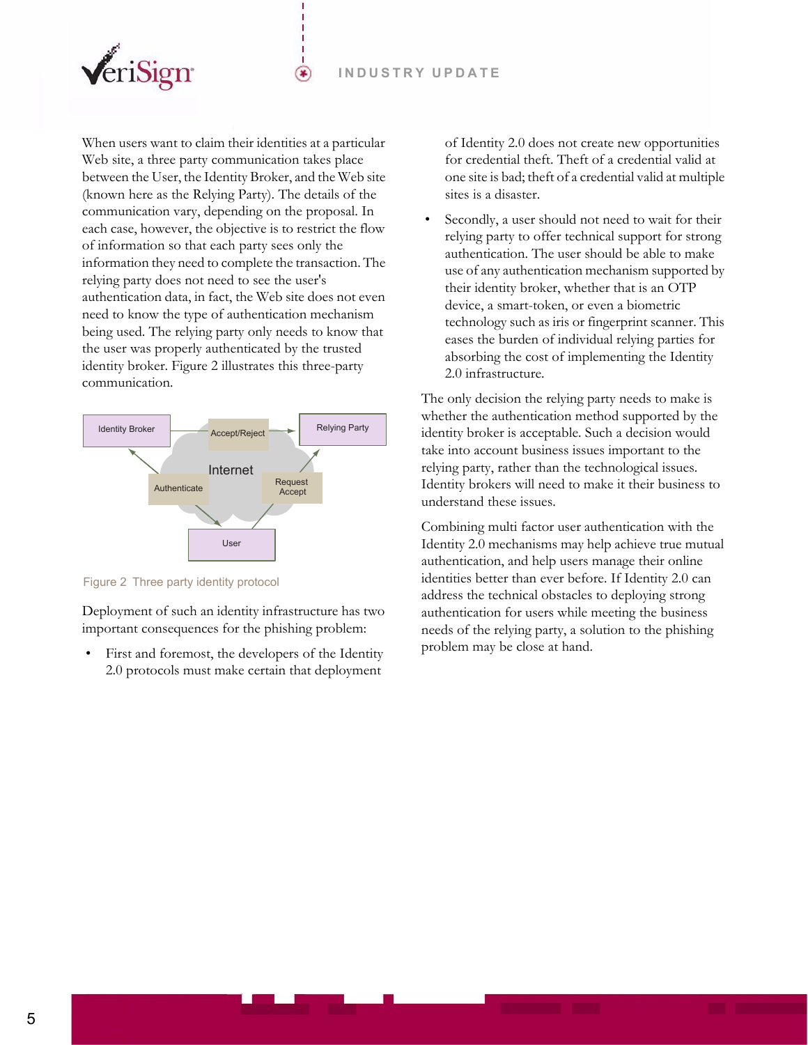When users want to claim their identities at a particular Web site, a three party communication takes place between the User, the Identity Broker, and the Web site (known here as the Relying Party). The details of the communication vary, depending on the proposal. In each case, however, the objective is to restrict the flow of information so that each party sees only the information they need to complete the transaction. The relying party does not need to see the user's authentication data, in fact, the Web site does not even need to know the type of authentication mechanism being used. The relying party only needs to know that the user was properly authenticated by the trusted identity broker. Figure 2 illustrates this three-party communication.

Figure 2 Three party identity protocol

Deployment of such an identity infrastructure has two important consequences for the phishing problem:

- First and foremost, the developers of the Identity 2.0 protocols must make certain that deployment of Identity 2.0 does not create new opportunities for credential theft. Theft of a credential valid at one site is bad; theft of a credential valid at multiple sites is a disaster.
- Secondly, a user should not need to wait for their relying party to offer technical support for strong authentication. The user should be able to make use of any authentication mechanism supported by their identity broker, whether that is an OTP device, a smart-token, or even a biometric technology such as iris or fingerprint scanner. This eases the burden of individual relying parties for absorbing the cost of implementing the Identity 2.0 infrastructure.

The only decision the relying party needs to make is whether the authentication method supported by the identity broker is acceptable. Such a decision would take into account business issues important to the relying party, rather than the technological issues. Identity brokers will need to make it their business to understand these issues.

Combining multi factor user authentication with the Identity 2.0 mechanisms may help achieve true mutual authentication, and help users manage their online identities better than ever before. If Identity 2.0 can address the technical obstacles to deploying strong authentication for users while meeting the business needs of the relying party, a solution to the phishing problem may be close at hand.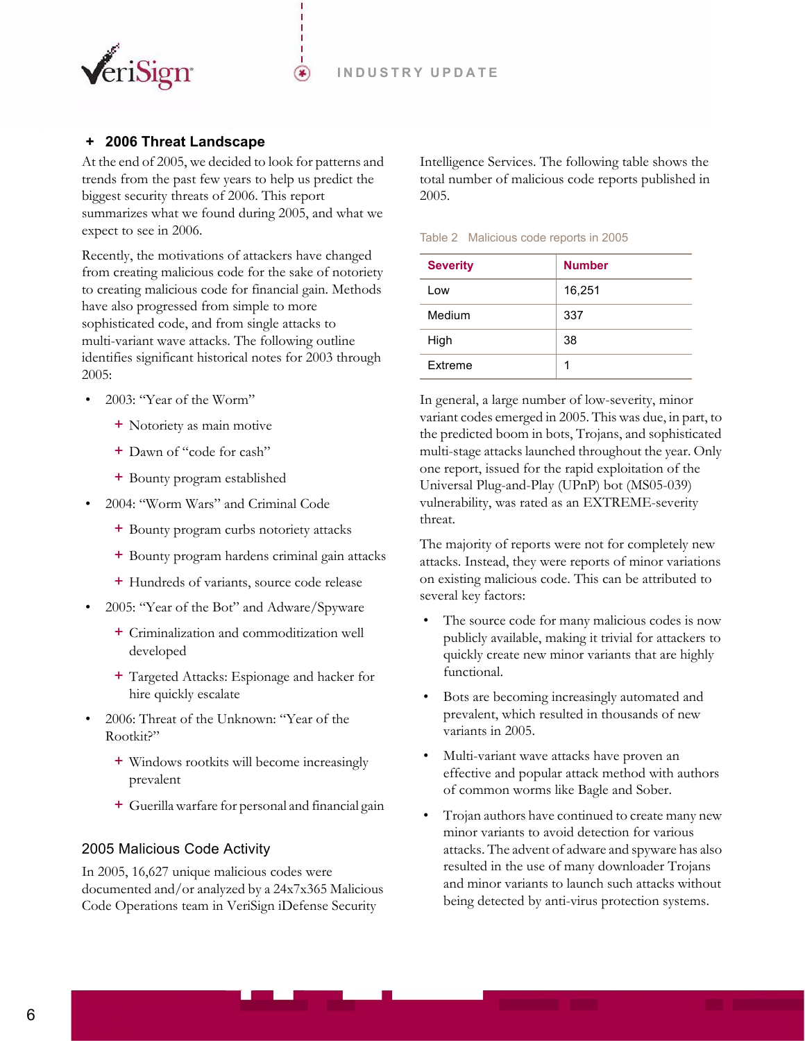## + 2006 Threat Landscape

At the end of 2005, we decided to look for patterns and trends from the past few years to help us predict the biggest security threats of 2006. This report summarizes what we found during 2005, and what we expect to see in 2006.

Recently, the motivations of attackers have changed from creating malicious code for the sake of notoriety to creating malicious code for financial gain. Methods have also progressed from simple to more sophisticated code, and from single attacks to multi-variant wave attacks. The following outline identifies significant historical notes for 2003 through 2005:

- 2003: "Year of the Worm"
  - Notoriety as main motive
  - Dawn of "code for cash"
  - Bounty program established
- 2004: "Worm Wars" and Criminal Code
  - Bounty program curbs notoriety attacks
  - Bounty program hardens criminal gain attacks
  - Hundreds of variants, source code release
- 2005: "Year of the Bot" and Adware/Spyware
  - Criminalization and commoditization well developed
  - Targeted Attacks: Espionage and hacker for hire quickly escalate
- 2006: Threat of the Unknown: "Year of the Rootkit?"
  - Windows rootkits will become increasingly prevalent
  - Guerilla warfare for personal and financial gain

### 2005 Malicious Code Activity

In 2005, 16,627 unique malicious codes were documented and/or analyzed by a 24x7x365 Malicious Code Operations team in VeriSign iDefense Security Intelligence Services. The following table shows the total number of malicious code reports published in 2005.

Table 2 Malicious code reports in 2005

| Severity | Number |
|---|---|
| Low | 16,251 |
| Medium | 337 |
| High | 38 |
| Extreme | 1 |

In general, a large number of low-severity, minor variant codes emerged in 2005. This was due, in part, to the predicted boom in bots, Trojans, and sophisticated multi-stage attacks launched throughout the year. Only one report, issued for the rapid exploitation of the Universal Plug-and-Play (UPnP) bot (MS05-039) vulnerability, was rated as an EXTREME-severity threat.

The majority of reports were not for completely new attacks. Instead, they were reports of minor variations on existing malicious code. This can be attributed to several key factors:

- The source code for many malicious codes is now publicly available, making it trivial for attackers to quickly create new minor variants that are highly functional.
- Bots are becoming increasingly automated and prevalent, which resulted in thousands of new variants in 2005.
- Multi-variant wave attacks have proven an effective and popular attack method with authors of common worms like Bagle and Sober.
- Trojan authors have continued to create many new minor variants to avoid detection for various attacks. The advent of adware and spyware has also resulted in the use of many downloader Trojans and minor variants to launch such attacks without being detected by anti-virus protection systems.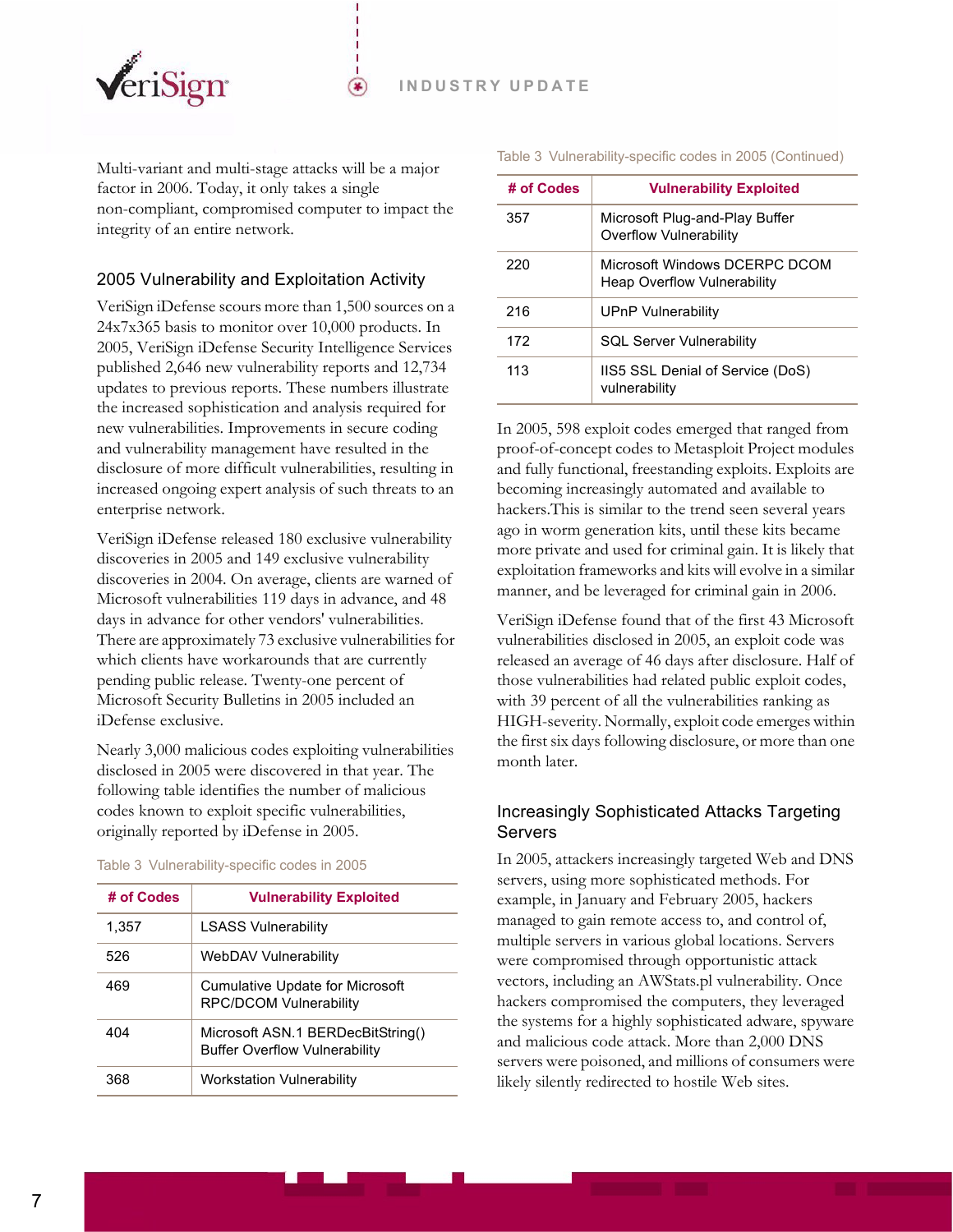Multi-variant and multi-stage attacks will be a major factor in 2006. Today, it only takes a single non-compliant, compromised computer to impact the integrity of an entire network.

## 2005 Vulnerability and Exploitation Activity

VeriSign iDefense scours more than 1,500 sources on a 24x7x365 basis to monitor over 10,000 products. In 2005, VeriSign iDefense Security Intelligence Services published 2,646 new vulnerability reports and 12,734 updates to previous reports. These numbers illustrate the increased sophistication and analysis required for new vulnerabilities. Improvements in secure coding and vulnerability management have resulted in the disclosure of more difficult vulnerabilities, resulting in increased ongoing expert analysis of such threats to an enterprise network.

VeriSign iDefense released 180 exclusive vulnerability discoveries in 2005 and 149 exclusive vulnerability discoveries in 2004. On average, clients are warned of Microsoft vulnerabilities 119 days in advance, and 48 days in advance for other vendors' vulnerabilities. There are approximately 73 exclusive vulnerabilities for which clients have workarounds that are currently pending public release. Twenty-one percent of Microsoft Security Bulletins in 2005 included an iDefense exclusive.

Nearly 3,000 malicious codes exploiting vulnerabilities disclosed in 2005 were discovered in that year. The following table identifies the number of malicious codes known to exploit specific vulnerabilities, originally reported by iDefense in 2005.

Table 3 Vulnerability-specific codes in 2005

| # of Codes | Vulnerability Exploited |
|---|---|
| 1,357 | LSASS Vulnerability |
| 526 | WebDAV Vulnerability |
| 469 | Cumulative Update for Microsoft RPC/DCOM Vulnerability |
| 404 | Microsoft ASN.1 BERDecBitString() Buffer Overflow Vulnerability |
| 368 | Workstation Vulnerability |
| 357 | Microsoft Plug-and-Play Buffer Overflow Vulnerability |
| 220 | Microsoft Windows DCERPC DCOM Heap Overflow Vulnerability |
| 216 | UPnP Vulnerability |
| 172 | SQL Server Vulnerability |
| 113 | IIS5 SSL Denial of Service (DoS) vulnerability |

In 2005, 598 exploit codes emerged that ranged from proof-of-concept codes to Metasploit Project modules and fully functional, freestanding exploits. Exploits are becoming increasingly automated and available to hackers.This is similar to the trend seen several years ago in worm generation kits, until these kits became more private and used for criminal gain. It is likely that exploitation frameworks and kits will evolve in a similar manner, and be leveraged for criminal gain in 2006.

VeriSign iDefense found that of the first 43 Microsoft vulnerabilities disclosed in 2005, an exploit code was released an average of 46 days after disclosure. Half of those vulnerabilities had related public exploit codes, with 39 percent of all the vulnerabilities ranking as HIGH-severity. Normally, exploit code emerges within the first six days following disclosure, or more than one month later.

## Increasingly Sophisticated Attacks Targeting Servers

In 2005, attackers increasingly targeted Web and DNS servers, using more sophisticated methods. For example, in January and February 2005, hackers managed to gain remote access to, and control of, multiple servers in various global locations. Servers were compromised through opportunistic attack vectors, including an AWStats.pl vulnerability. Once hackers compromised the computers, they leveraged the systems for a highly sophisticated adware, spyware and malicious code attack. More than 2,000 DNS servers were poisoned, and millions of consumers were likely silently redirected to hostile Web sites.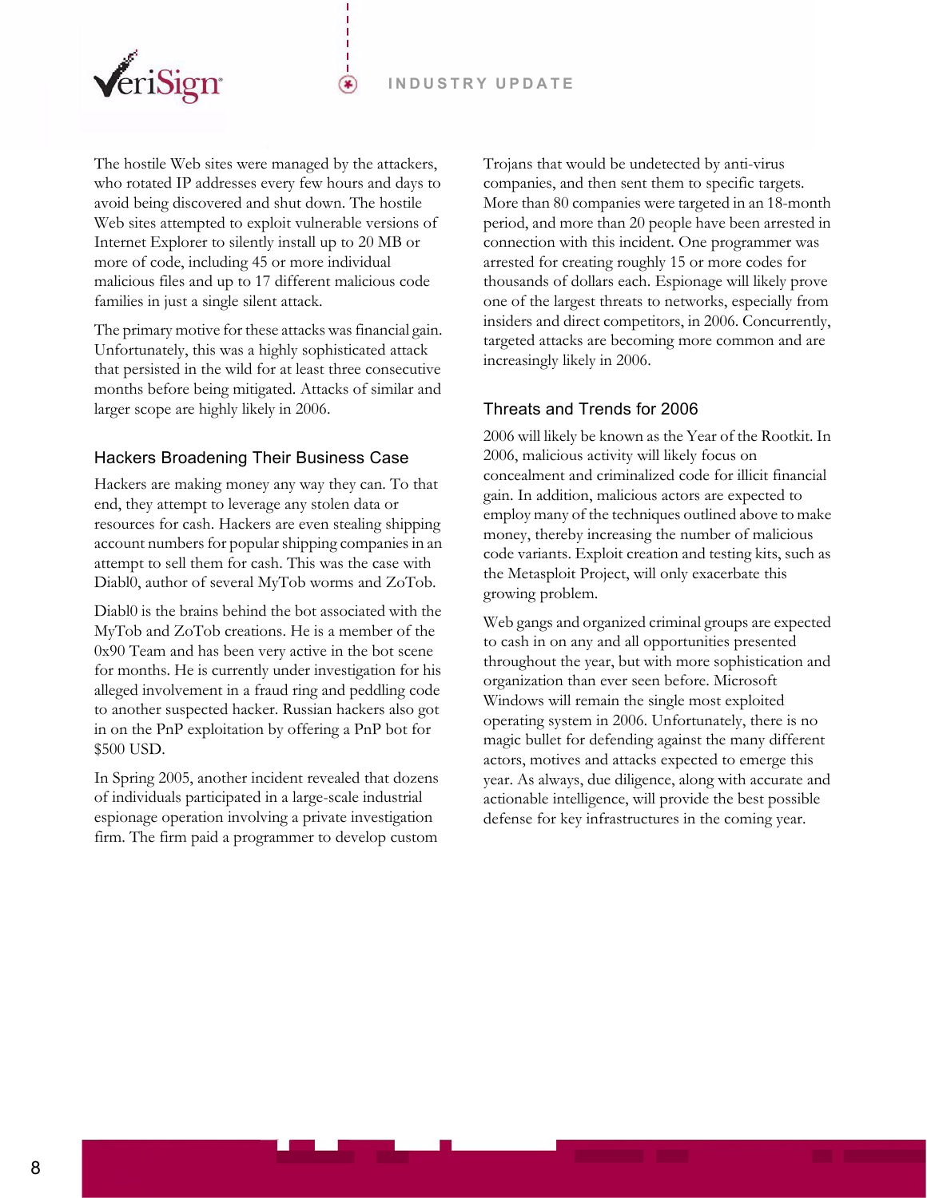The hostile Web sites were managed by the attackers, who rotated IP addresses every few hours and days to avoid being discovered and shut down. The hostile Web sites attempted to exploit vulnerable versions of Internet Explorer to silently install up to 20 MB or more of code, including 45 or more individual malicious files and up to 17 different malicious code families in just a single silent attack.

The primary motive for these attacks was financial gain. Unfortunately, this was a highly sophisticated attack that persisted in the wild for at least three consecutive months before being mitigated. Attacks of similar and larger scope are highly likely in 2006.

### Hackers Broadening Their Business Case

Hackers are making money any way they can. To that end, they attempt to leverage any stolen data or resources for cash. Hackers are even stealing shipping account numbers for popular shipping companies in an attempt to sell them for cash. This was the case with Diabl0, author of several MyTob worms and ZoTob.

Diabl0 is the brains behind the bot associated with the MyTob and ZoTob creations. He is a member of the 0x90 Team and has been very active in the bot scene for months. He is currently under investigation for his alleged involvement in a fraud ring and peddling code to another suspected hacker. Russian hackers also got in on the PnP exploitation by offering a PnP bot for $500 USD.

In Spring 2005, another incident revealed that dozens of individuals participated in a large-scale industrial espionage operation involving a private investigation firm. The firm paid a programmer to develop custom Trojans that would be undetected by anti-virus companies, and then sent them to specific targets. More than 80 companies were targeted in an 18-month period, and more than 20 people have been arrested in connection with this incident. One programmer was arrested for creating roughly 15 or more codes for thousands of dollars each. Espionage will likely prove one of the largest threats to networks, especially from insiders and direct competitors, in 2006. Concurrently, targeted attacks are becoming more common and are increasingly likely in 2006.

### Threats and Trends for 2006

2006 will likely be known as the Year of the Rootkit. In 2006, malicious activity will likely focus on concealment and criminalized code for illicit financial gain. In addition, malicious actors are expected to employ many of the techniques outlined above to make money, thereby increasing the number of malicious code variants. Exploit creation and testing kits, such as the Metasploit Project, will only exacerbate this growing problem.

Web gangs and organized criminal groups are expected to cash in on any and all opportunities presented throughout the year, but with more sophistication and organization than ever seen before. Microsoft Windows will remain the single most exploited operating system in 2006. Unfortunately, there is no magic bullet for defending against the many different actors, motives and attacks expected to emerge this year. As always, due diligence, along with accurate and actionable intelligence, will provide the best possible defense for key infrastructures in the coming year.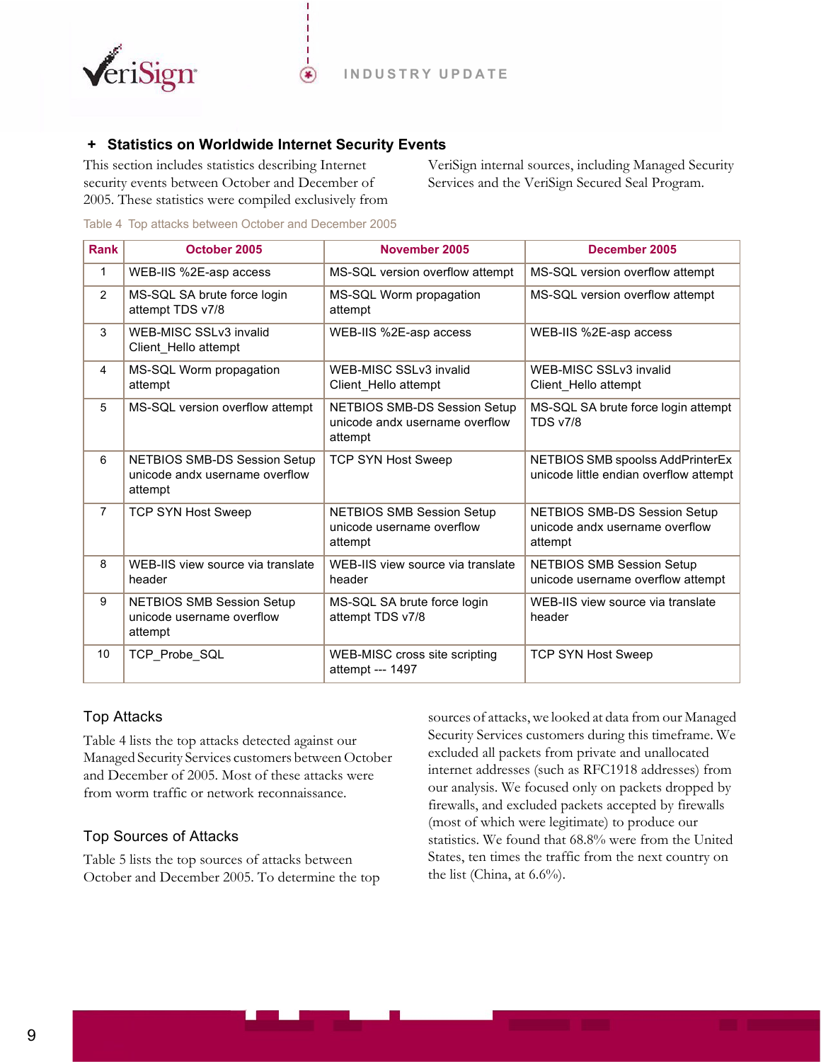## + Statistics on Worldwide Internet Security Events

This section includes statistics describing Internet security events between October and December of 2005. These statistics were compiled exclusively from VeriSign internal sources, including Managed Security Services and the VeriSign Secured Seal Program.

Table 4 Top attacks between October and December 2005

| Rank | October 2005 | November 2005 | December 2005 |
|---|---|---|---|
| 1 | WEB-IIS %2E-asp access | MS-SQL version overflow attempt | MS-SQL version overflow attempt |
| 2 | MS-SQL SA brute force login attempt TDS v7/8 | MS-SQL Worm propagation attempt | MS-SQL version overflow attempt |
| 3 | WEB-MISC SSLv3 invalid Client_Hello attempt | WEB-IIS %2E-asp access | WEB-IIS %2E-asp access |
| 4 | MS-SQL Worm propagation attempt | WEB-MISC SSLv3 invalid Client_Hello attempt | WEB-MISC SSLv3 invalid Client_Hello attempt |
| 5 | MS-SQL version overflow attempt | NETBIOS SMB-DS Session Setup unicode andx username overflow attempt | MS-SQL SA brute force login attempt TDS v7/8 |
| 6 | NETBIOS SMB-DS Session Setup unicode andx username overflow attempt | TCP SYN Host Sweep | NETBIOS SMB spoolss AddPrinterEx unicode little endian overflow attempt |
| 7 | TCP SYN Host Sweep | NETBIOS SMB Session Setup unicode username overflow attempt | NETBIOS SMB-DS Session Setup unicode andx username overflow attempt |
| 8 | WEB-IIS view source via translate header | WEB-IIS view source via translate header | NETBIOS SMB Session Setup unicode username overflow attempt |
| 9 | NETBIOS SMB Session Setup unicode username overflow attempt | MS-SQL SA brute force login attempt TDS v7/8 | WEB-IIS view source via translate header |
| 10 | TCP_Probe_SQL | WEB-MISC cross site scripting attempt --- 1497 | TCP SYN Host Sweep |

### Top Attacks

Table 4 lists the top attacks detected against our Managed Security Services customers between October and December of 2005. Most of these attacks were from worm traffic or network reconnaissance.

### Top Sources of Attacks

Table 5 lists the top sources of attacks between October and December 2005. To determine the top sources of attacks, we looked at data from our Managed Security Services customers during this timeframe. We excluded all packets from private and unallocated internet addresses (such as RFC1918 addresses) from our analysis. We focused only on packets dropped by firewalls, and excluded packets accepted by firewalls (most of which were legitimate) to produce our statistics. We found that 68.8% were from the United States, ten times the traffic from the next country on the list (China, at 6.6%).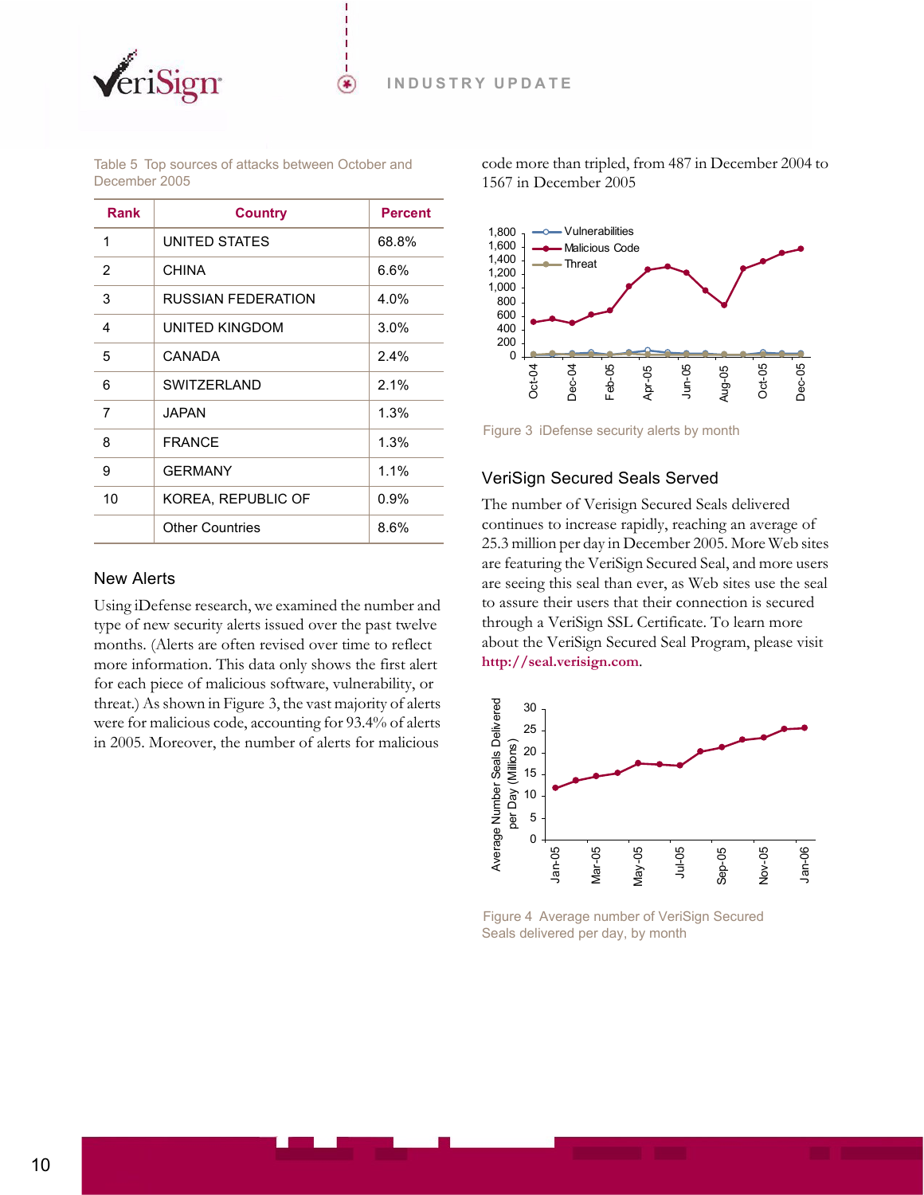Table 5 Top sources of attacks between October and December 2005

| Rank | Country | Percent |
|---|---|---|
| 1 | UNITED STATES | 68.8% |
| 2 | CHINA | 6.6% |
| 3 | RUSSIAN FEDERATION | 4.0% |
| 4 | UNITED KINGDOM | 3.0% |
| 5 | CANADA | 2.4% |
| 6 | SWITZERLAND | 2.1% |
| 7 | JAPAN | 1.3% |
| 8 | FRANCE | 1.3% |
| 9 | GERMANY | 1.1% |
| 10 | KOREA, REPUBLIC OF | 0.9% |
| | Other Countries | 8.6% |

## New Alerts

Using iDefense research, we examined the number and type of new security alerts issued over the past twelve months. (Alerts are often revised over time to reflect more information. This data only shows the first alert for each piece of malicious software, vulnerability, or threat.) As shown in Figure 3, the vast majority of alerts were for malicious code, accounting for 93.4% of alerts in 2005. Moreover, the number of alerts for malicious code more than tripled, from 487 in December 2004 to 1567 in December 2005

Figure 3 iDefense security alerts by month

## VeriSign Secured Seals Served

The number of Verisign Secured Seals delivered continues to increase rapidly, reaching an average of 25.3 million per day in December 2005. More Web sites are featuring the VeriSign Secured Seal, and more users are seeing this seal than ever, as Web sites use the seal to assure their users that their connection is secured through a VeriSign SSL Certificate. To learn more about the VeriSign Secured Seal Program, please visit **http://seal.verisign.com**.

Figure 4 Average number of VeriSign Secured Seals delivered per day, by month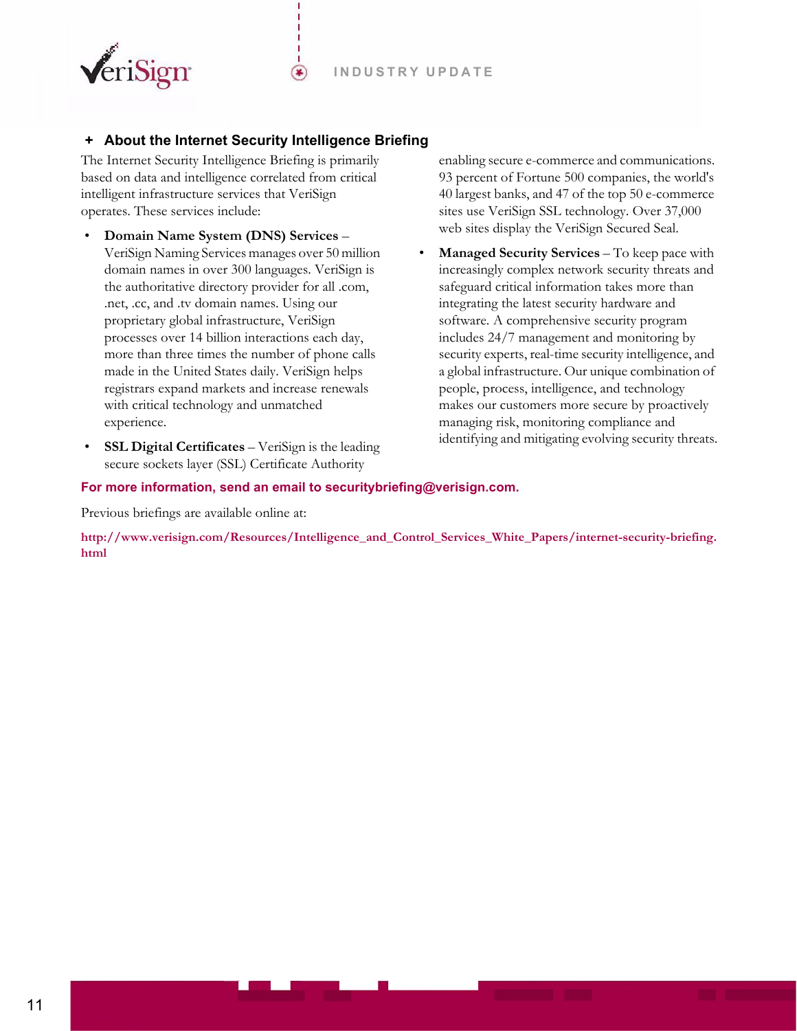## + About the Internet Security Intelligence Briefing

The Internet Security Intelligence Briefing is primarily based on data and intelligence correlated from critical intelligent infrastructure services that VeriSign operates. These services include:

- **Domain Name System (DNS) Services** – VeriSign Naming Services manages over 50 million domain names in over 300 languages. VeriSign is the authoritative directory provider for all .com, .net, .cc, and .tv domain names. Using our proprietary global infrastructure, VeriSign processes over 14 billion interactions each day, more than three times the number of phone calls made in the United States daily. VeriSign helps registrars expand markets and increase renewals with critical technology and unmatched experience.
- **SSL Digital Certificates** – VeriSign is the leading secure sockets layer (SSL) Certificate Authority enabling secure e-commerce and communications. 93 percent of Fortune 500 companies, the world's 40 largest banks, and 47 of the top 50 e-commerce sites use VeriSign SSL technology. Over 37,000 web sites display the VeriSign Secured Seal.
- **Managed Security Services** – To keep pace with increasingly complex network security threats and safeguard critical information takes more than integrating the latest security hardware and software. A comprehensive security program includes 24/7 management and monitoring by security experts, real-time security intelligence, and a global infrastructure. Our unique combination of people, process, intelligence, and technology makes our customers more secure by proactively managing risk, monitoring compliance and identifying and mitigating evolving security threats.

**For more information, send an email to securitybriefing@verisign.com.**

Previous briefings are available online at:

**http://www.verisign.com/Resources/Intelligence_and_Control_Services_White_Papers/internet-security-briefing.html**